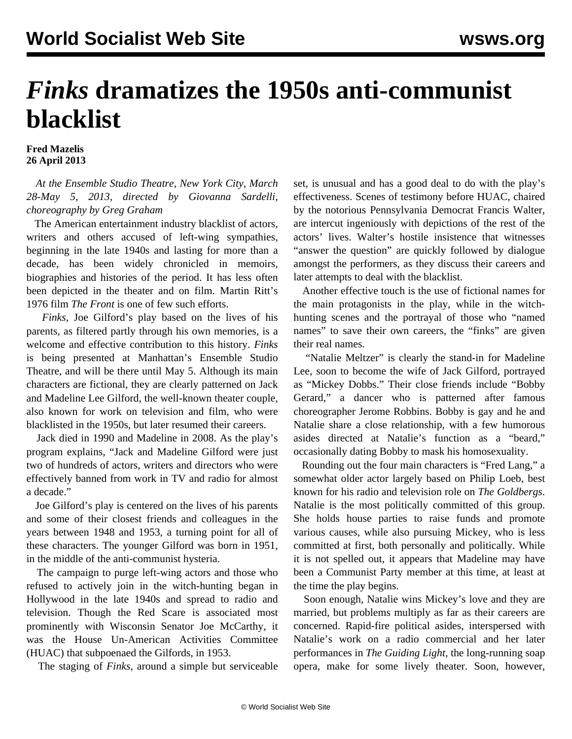# *Finks* dramatizes the 1950s anti-communist blacklist

**Fred Mazelis**
**26 April 2013**

*At the Ensemble Studio Theatre, New York City, March 28-May 5, 2013, directed by Giovanna Sardelli, choreography by Greg Graham*

The American entertainment industry blacklist of actors, writers and others accused of left-wing sympathies, beginning in the late 1940s and lasting for more than a decade, has been widely chronicled in memoirs, biographies and histories of the period. It has less often been depicted in the theater and on film. Martin Ritt's 1976 film *The Front* is one of few such efforts.

*Finks*, Joe Gilford's play based on the lives of his parents, as filtered partly through his own memories, is a welcome and effective contribution to this history. *Finks* is being presented at Manhattan's Ensemble Studio Theatre, and will be there until May 5. Although its main characters are fictional, they are clearly patterned on Jack and Madeline Lee Gilford, the well-known theater couple, also known for work on television and film, who were blacklisted in the 1950s, but later resumed their careers.

Jack died in 1990 and Madeline in 2008. As the play's program explains, "Jack and Madeline Gilford were just two of hundreds of actors, writers and directors who were effectively banned from work in TV and radio for almost a decade."

Joe Gilford's play is centered on the lives of his parents and some of their closest friends and colleagues in the years between 1948 and 1953, a turning point for all of these characters. The younger Gilford was born in 1951, in the middle of the anti-communist hysteria.

The campaign to purge left-wing actors and those who refused to actively join in the witch-hunting began in Hollywood in the late 1940s and spread to radio and television. Though the Red Scare is associated most prominently with Wisconsin Senator Joe McCarthy, it was the House Un-American Activities Committee (HUAC) that subpoenaed the Gilfords, in 1953.

The staging of *Finks*, around a simple but serviceable set, is unusual and has a good deal to do with the play's effectiveness. Scenes of testimony before HUAC, chaired by the notorious Pennsylvania Democrat Francis Walter, are intercut ingeniously with depictions of the rest of the actors' lives. Walter's hostile insistence that witnesses "answer the question" are quickly followed by dialogue amongst the performers, as they discuss their careers and later attempts to deal with the blacklist.

Another effective touch is the use of fictional names for the main protagonists in the play, while in the witch-hunting scenes and the portrayal of those who "named names" to save their own careers, the "finks" are given their real names.

"Natalie Meltzer" is clearly the stand-in for Madeline Lee, soon to become the wife of Jack Gilford, portrayed as "Mickey Dobbs." Their close friends include "Bobby Gerard," a dancer who is patterned after famous choreographer Jerome Robbins. Bobby is gay and he and Natalie share a close relationship, with a few humorous asides directed at Natalie's function as a "beard," occasionally dating Bobby to mask his homosexuality.

Rounding out the four main characters is "Fred Lang," a somewhat older actor largely based on Philip Loeb, best known for his radio and television role on *The Goldbergs*. Natalie is the most politically committed of this group. She holds house parties to raise funds and promote various causes, while also pursuing Mickey, who is less committed at first, both personally and politically. While it is not spelled out, it appears that Madeline may have been a Communist Party member at this time, at least at the time the play begins.

Soon enough, Natalie wins Mickey's love and they are married, but problems multiply as far as their careers are concerned. Rapid-fire political asides, interspersed with Natalie's work on a radio commercial and her later performances in *The Guiding Light*, the long-running soap opera, make for some lively theater. Soon, however,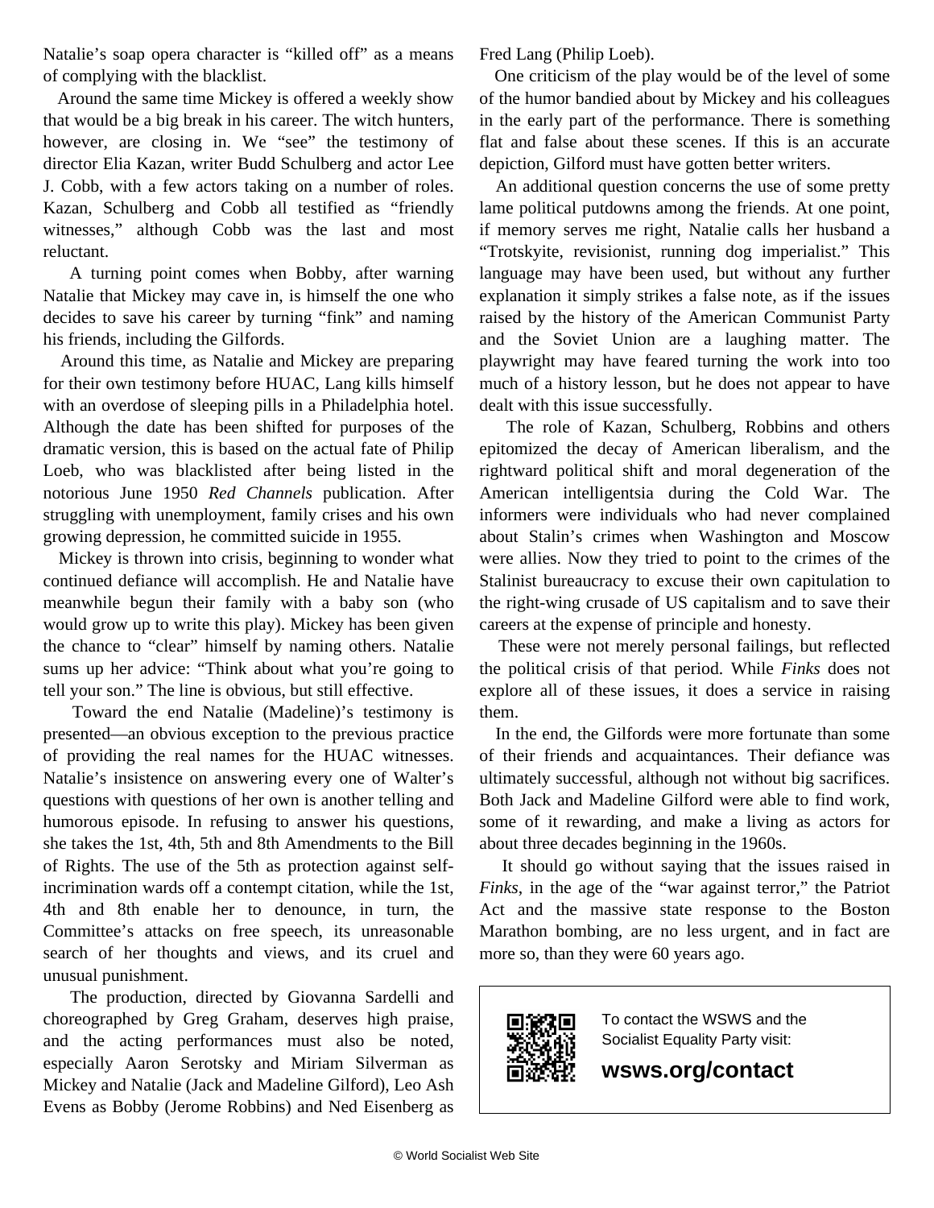Natalie's soap opera character is "killed off" as a means of complying with the blacklist.

Around the same time Mickey is offered a weekly show that would be a big break in his career. The witch hunters, however, are closing in. We "see" the testimony of director Elia Kazan, writer Budd Schulberg and actor Lee J. Cobb, with a few actors taking on a number of roles. Kazan, Schulberg and Cobb all testified as "friendly witnesses," although Cobb was the last and most reluctant.

A turning point comes when Bobby, after warning Natalie that Mickey may cave in, is himself the one who decides to save his career by turning "fink" and naming his friends, including the Gilfords.

Around this time, as Natalie and Mickey are preparing for their own testimony before HUAC, Lang kills himself with an overdose of sleeping pills in a Philadelphia hotel. Although the date has been shifted for purposes of the dramatic version, this is based on the actual fate of Philip Loeb, who was blacklisted after being listed in the notorious June 1950 *Red Channels* publication. After struggling with unemployment, family crises and his own growing depression, he committed suicide in 1955.

Mickey is thrown into crisis, beginning to wonder what continued defiance will accomplish. He and Natalie have meanwhile begun their family with a baby son (who would grow up to write this play). Mickey has been given the chance to "clear" himself by naming others. Natalie sums up her advice: "Think about what you're going to tell your son." The line is obvious, but still effective.

Toward the end Natalie (Madeline)'s testimony is presented—an obvious exception to the previous practice of providing the real names for the HUAC witnesses. Natalie's insistence on answering every one of Walter's questions with questions of her own is another telling and humorous episode. In refusing to answer his questions, she takes the 1st, 4th, 5th and 8th Amendments to the Bill of Rights. The use of the 5th as protection against self-incrimination wards off a contempt citation, while the 1st, 4th and 8th enable her to denounce, in turn, the Committee's attacks on free speech, its unreasonable search of her thoughts and views, and its cruel and unusual punishment.

The production, directed by Giovanna Sardelli and choreographed by Greg Graham, deserves high praise, and the acting performances must also be noted, especially Aaron Serotsky and Miriam Silverman as Mickey and Natalie (Jack and Madeline Gilford), Leo Ash Evens as Bobby (Jerome Robbins) and Ned Eisenberg as Fred Lang (Philip Loeb).

One criticism of the play would be of the level of some of the humor bandied about by Mickey and his colleagues in the early part of the performance. There is something flat and false about these scenes. If this is an accurate depiction, Gilford must have gotten better writers.

An additional question concerns the use of some pretty lame political putdowns among the friends. At one point, if memory serves me right, Natalie calls her husband a "Trotskyite, revisionist, running dog imperialist." This language may have been used, but without any further explanation it simply strikes a false note, as if the issues raised by the history of the American Communist Party and the Soviet Union are a laughing matter. The playwright may have feared turning the work into too much of a history lesson, but he does not appear to have dealt with this issue successfully.

The role of Kazan, Schulberg, Robbins and others epitomized the decay of American liberalism, and the rightward political shift and moral degeneration of the American intelligentsia during the Cold War. The informers were individuals who had never complained about Stalin's crimes when Washington and Moscow were allies. Now they tried to point to the crimes of the Stalinist bureaucracy to excuse their own capitulation to the right-wing crusade of US capitalism and to save their careers at the expense of principle and honesty.

These were not merely personal failings, but reflected the political crisis of that period. While *Finks* does not explore all of these issues, it does a service in raising them.

In the end, the Gilfords were more fortunate than some of their friends and acquaintances. Their defiance was ultimately successful, although not without big sacrifices. Both Jack and Madeline Gilford were able to find work, some of it rewarding, and make a living as actors for about three decades beginning in the 1960s.

It should go without saying that the issues raised in *Finks*, in the age of the "war against terror," the Patriot Act and the massive state response to the Boston Marathon bombing, are no less urgent, and in fact are more so, than they were 60 years ago.

To contact the WSWS and the Socialist Equality Party visit:

**wsws.org/contact**